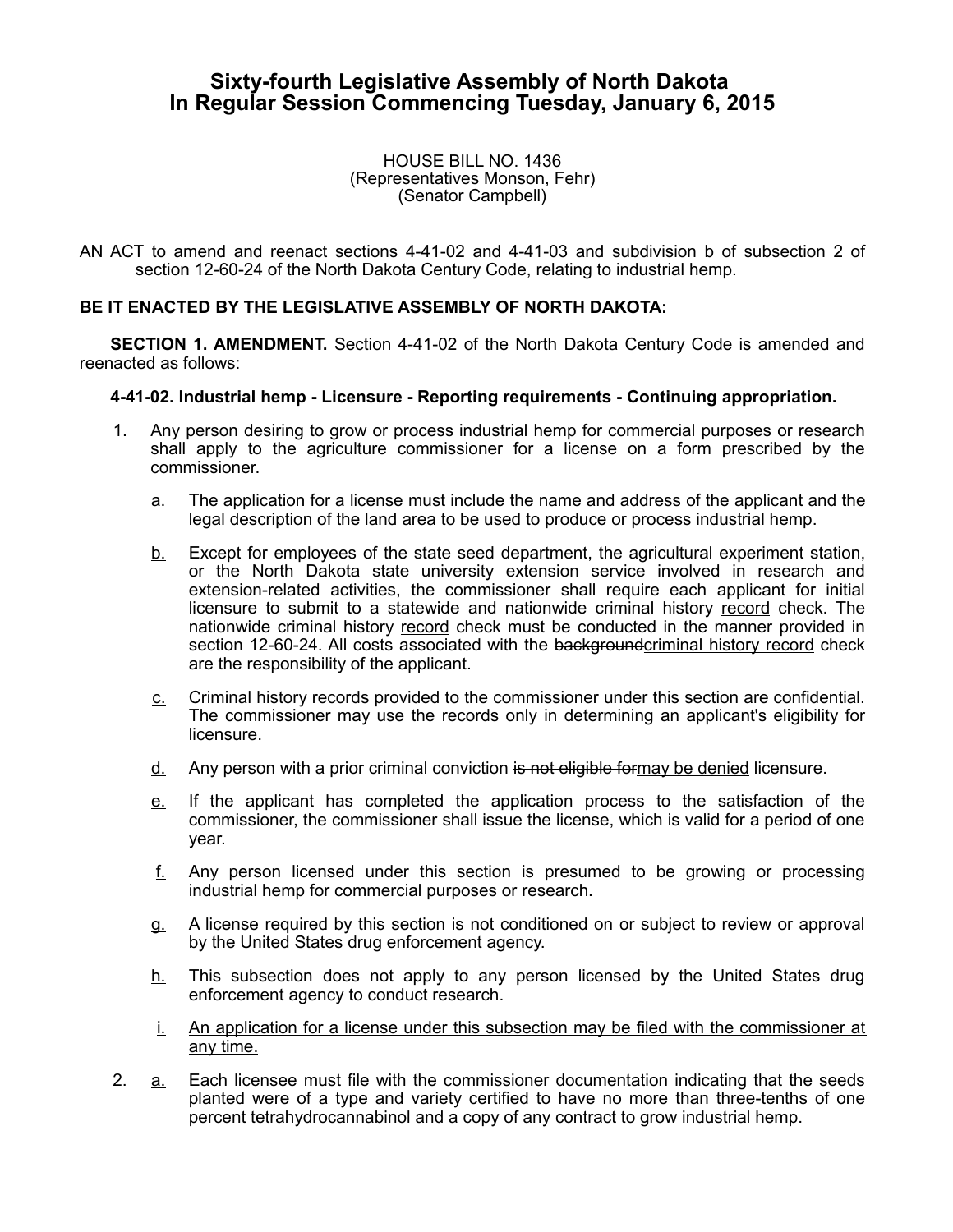# Sixty-fourth Legislative Assembly of North Dakota In Regular Session Commencing Tuesday, January 6, 2015

HOUSE BILL NO. 1436
(Representatives Monson, Fehr)
(Senator Campbell)

AN ACT to amend and reenact sections 4-41-02 and 4-41-03 and subdivision b of subsection 2 of section 12-60-24 of the North Dakota Century Code, relating to industrial hemp.

**BE IT ENACTED BY THE LEGISLATIVE ASSEMBLY OF NORTH DAKOTA:**

**SECTION 1. AMENDMENT.** Section 4-41-02 of the North Dakota Century Code is amended and reenacted as follows:

**4-41-02. Industrial hemp - Licensure - Reporting requirements - Continuing appropriation.**

1. Any person desiring to grow or process industrial hemp for commercial purposes or research shall apply to the agriculture commissioner for a license on a form prescribed by the commissioner.

   a. The application for a license must include the name and address of the applicant and the legal description of the land area to be used to produce or process industrial hemp.

   b. Except for employees of the state seed department, the agricultural experiment station, or the North Dakota state university extension service involved in research and extension-related activities, the commissioner shall require each applicant for initial licensure to submit to a statewide and nationwide criminal history record check. The nationwide criminal history record check must be conducted in the manner provided in section 12-60-24. All costs associated with the ~~background~~criminal history record check are the responsibility of the applicant.

   c. Criminal history records provided to the commissioner under this section are confidential. The commissioner may use the records only in determining an applicant's eligibility for licensure.

   d. Any person with a prior criminal conviction ~~is not eligible for~~may be denied licensure.

   e. If the applicant has completed the application process to the satisfaction of the commissioner, the commissioner shall issue the license, which is valid for a period of one year.

   f. Any person licensed under this section is presumed to be growing or processing industrial hemp for commercial purposes or research.

   g. A license required by this section is not conditioned on or subject to review or approval by the United States drug enforcement agency.

   h. This subsection does not apply to any person licensed by the United States drug enforcement agency to conduct research.

   i. An application for a license under this subsection may be filed with the commissioner at any time.

2. a. Each licensee must file with the commissioner documentation indicating that the seeds planted were of a type and variety certified to have no more than three-tenths of one percent tetrahydrocannabinol and a copy of any contract to grow industrial hemp.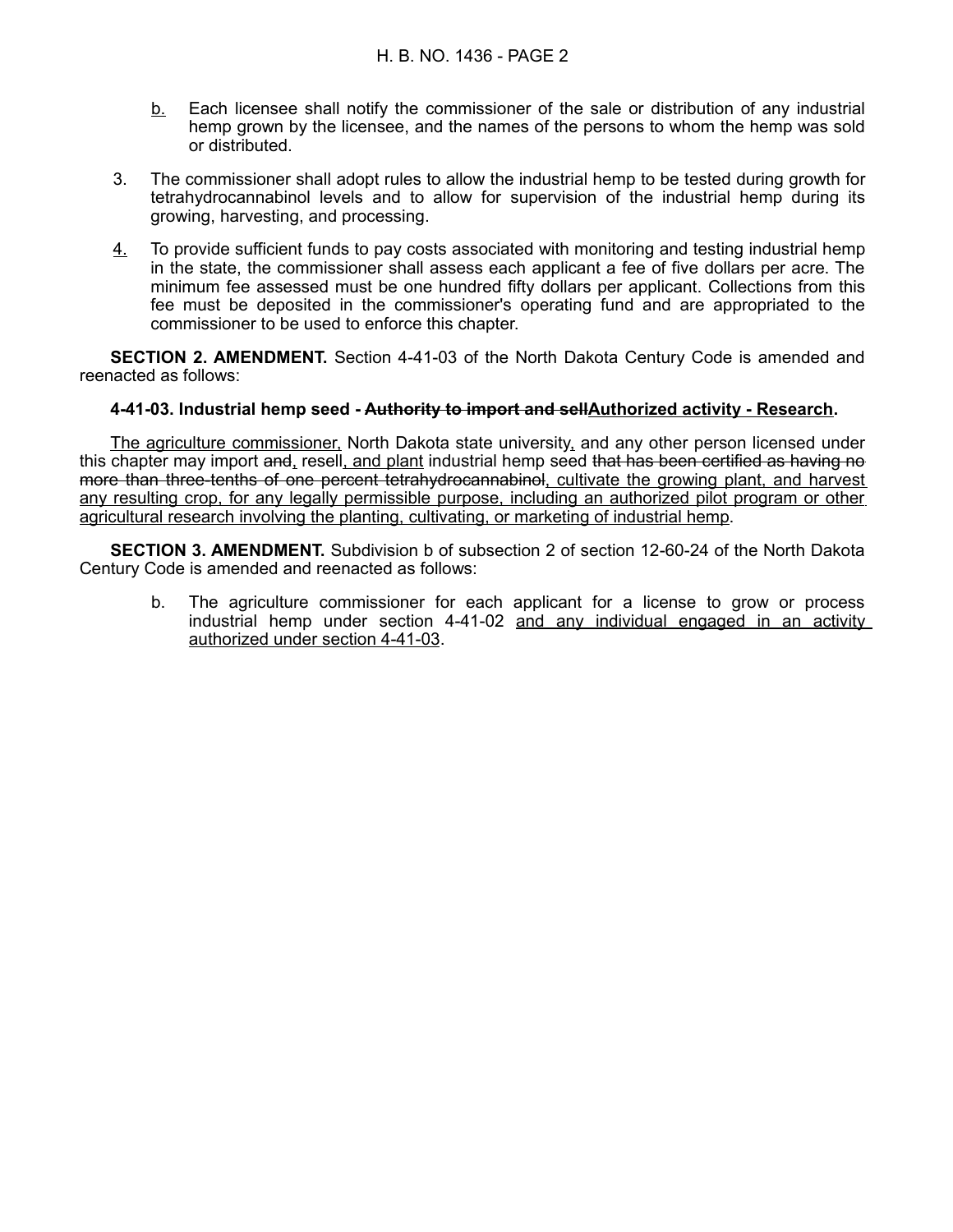b. Each licensee shall notify the commissioner of the sale or distribution of any industrial hemp grown by the licensee, and the names of the persons to whom the hemp was sold or distributed.

3. The commissioner shall adopt rules to allow the industrial hemp to be tested during growth for tetrahydrocannabinol levels and to allow for supervision of the industrial hemp during its growing, harvesting, and processing.

4. To provide sufficient funds to pay costs associated with monitoring and testing industrial hemp in the state, the commissioner shall assess each applicant a fee of five dollars per acre. The minimum fee assessed must be one hundred fifty dollars per applicant. Collections from this fee must be deposited in the commissioner's operating fund and are appropriated to the commissioner to be used to enforce this chapter.

**SECTION 2. AMENDMENT.** Section 4-41-03 of the North Dakota Century Code is amended and reenacted as follows:

**4-41-03. Industrial hemp seed - ~~Authority to import and sell~~Authorized activity - Research.**

The agriculture commissioner, North Dakota state university, and any other person licensed under this chapter may import ~~and~~, resell, and plant industrial hemp seed ~~that has been certified as having no more than three-tenths of one percent tetrahydrocannabinol~~, cultivate the growing plant, and harvest any resulting crop, for any legally permissible purpose, including an authorized pilot program or other agricultural research involving the planting, cultivating, or marketing of industrial hemp.

**SECTION 3. AMENDMENT.** Subdivision b of subsection 2 of section 12-60-24 of the North Dakota Century Code is amended and reenacted as follows:

b. The agriculture commissioner for each applicant for a license to grow or process industrial hemp under section 4-41-02 and any individual engaged in an activity authorized under section 4-41-03.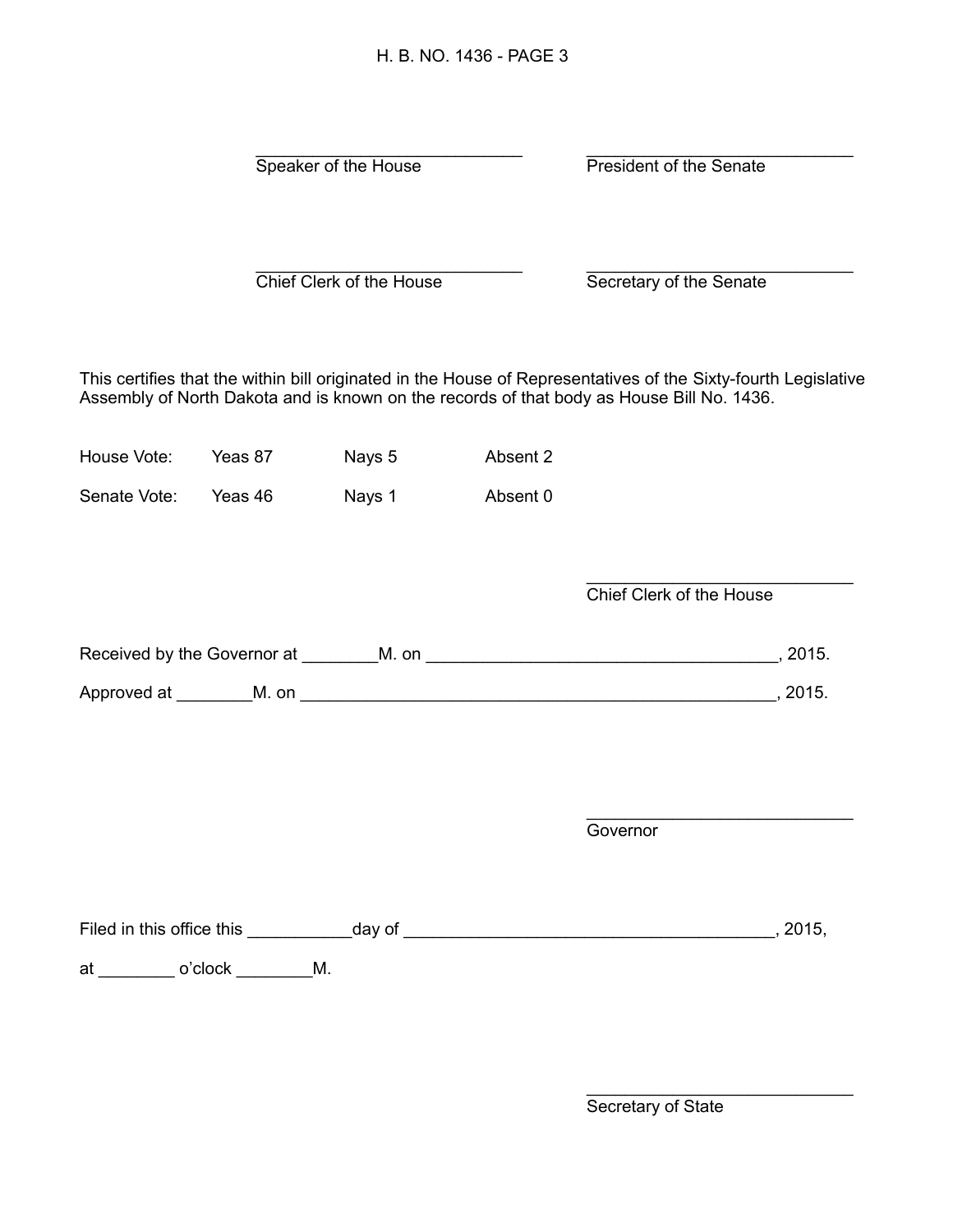\_\_\_\_\_\_\_\_\_\_\_\_\_\_\_\_\_\_\_\_\_\_\_\_\_\_\_\_ Speaker of the House

\_\_\_\_\_\_\_\_\_\_\_\_\_\_\_\_\_\_\_\_\_\_\_\_\_\_\_\_ President of the Senate

\_\_\_\_\_\_\_\_\_\_\_\_\_\_\_\_\_\_\_\_\_\_\_\_\_\_\_\_ Chief Clerk of the House

\_\_\_\_\_\_\_\_\_\_\_\_\_\_\_\_\_\_\_\_\_\_\_\_\_\_\_\_ Secretary of the Senate

This certifies that the within bill originated in the House of Representatives of the Sixty-fourth Legislative Assembly of North Dakota and is known on the records of that body as House Bill No. 1436.

| | | | |
|---|---|---|---|
| House Vote: | Yeas 87 | Nays 5 | Absent 2 |
| Senate Vote: | Yeas 46 | Nays 1 | Absent 0 |

\_\_\_\_\_\_\_\_\_\_\_\_\_\_\_\_\_\_\_\_\_\_\_\_\_\_\_\_ Chief Clerk of the House

Received by the Governor at \_\_\_\_\_\_\_\_M. on \_\_\_\_\_\_\_\_\_\_\_\_\_\_\_\_\_\_\_\_\_\_\_\_\_\_\_\_\_\_\_\_\_\_\_\_\_\_, 2015.

Approved at \_\_\_\_\_\_\_\_M. on \_\_\_\_\_\_\_\_\_\_\_\_\_\_\_\_\_\_\_\_\_\_\_\_\_\_\_\_\_\_\_\_\_\_\_\_\_\_\_\_\_\_\_\_\_\_\_\_\_\_\_\_, 2015.

\_\_\_\_\_\_\_\_\_\_\_\_\_\_\_\_\_\_\_\_\_\_\_\_\_\_\_\_ Governor

Filed in this office this \_\_\_\_\_\_\_\_\_\_\_day of \_\_\_\_\_\_\_\_\_\_\_\_\_\_\_\_\_\_\_\_\_\_\_\_\_\_\_\_\_\_\_\_\_\_\_\_\_\_\_\_, 2015,

at \_\_\_\_\_\_\_\_ o'clock \_\_\_\_\_\_\_\_M.

\_\_\_\_\_\_\_\_\_\_\_\_\_\_\_\_\_\_\_\_\_\_\_\_\_\_\_\_ Secretary of State